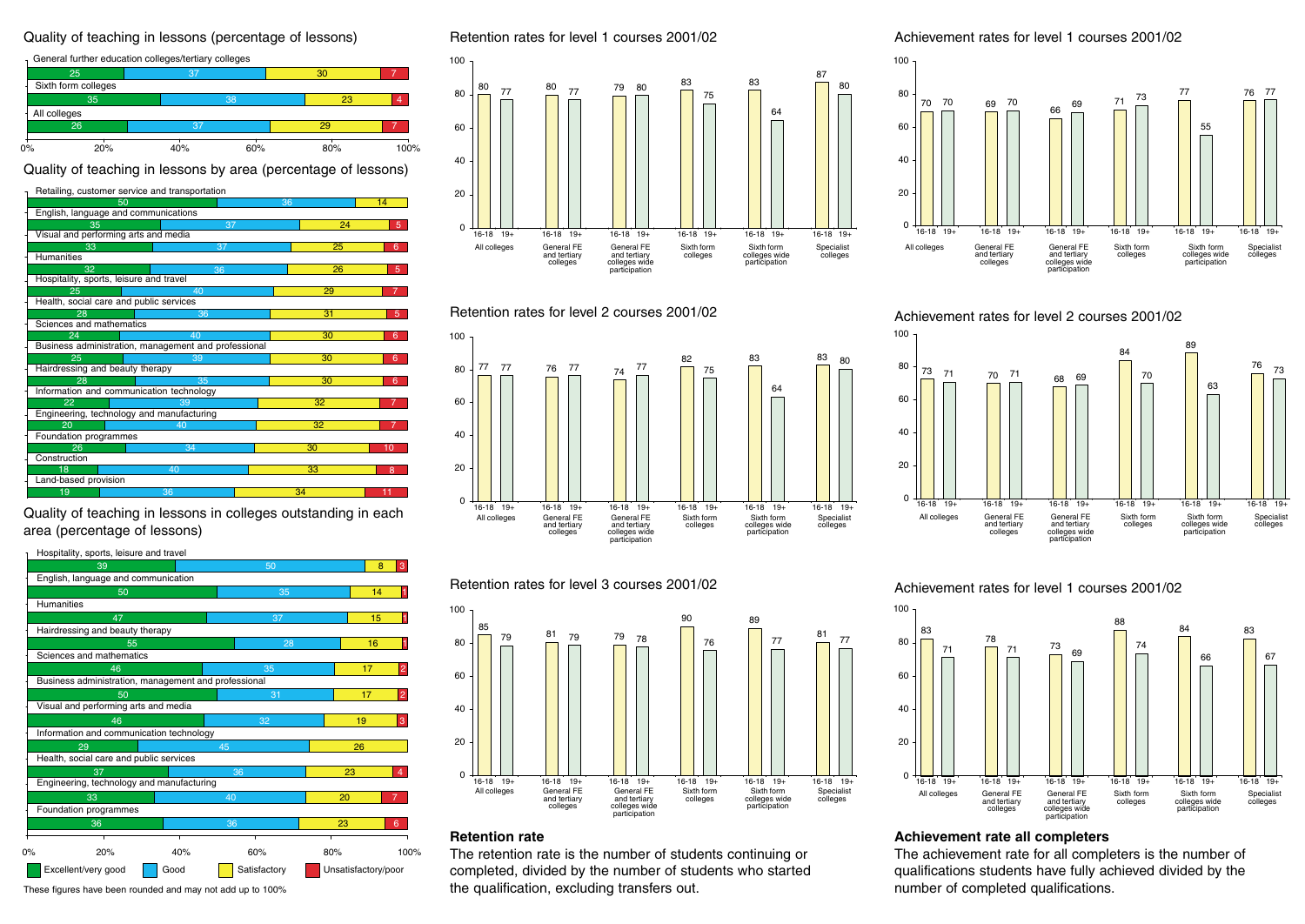## Quality of teaching in lessons (percentage of lessons)

| | Excellent/very good | Good | Satisfactory | Unsatisfactory/poor |
|---|---|---|---|---|
| General further education colleges/tertiary colleges | 25 | 37 | 30 | 7 |
| Sixth form colleges | 35 | 38 | 23 | 4 |
| All colleges | 26 | 37 | 29 | 7 |

## Quality of teaching in lessons by area (percentage of lessons)

| | Excellent/very good | Good | Satisfactory | Unsatisfactory/poor |
|---|---|---|---|---|
| Retailing, customer service and transportation | 50 | 36 | 14 | |
| English, language and communications | 35 | 37 | 24 | 5 |
| Visual and performing arts and media | 33 | 37 | 25 | 6 |
| Humanities | 32 | 36 | 26 | 5 |
| Hospitality, sports, leisure and travel | 25 | 40 | 29 | 7 |
| Health, social care and public services | 28 | 36 | 31 | 5 |
| Sciences and mathematics | 24 | 40 | 30 | 6 |
| Business administration, management and professional | 25 | 39 | 30 | 6 |
| Hairdressing and beauty therapy | 28 | 35 | 30 | 6 |
| Information and communication technology | 22 | 39 | 32 | 7 |
| Engineering, technology and manufacturing | 20 | 40 | 32 | 7 |
| Foundation programmes | 26 | 34 | 30 | 10 |
| Construction | 18 | 40 | 33 | 8 |
| Land-based provision | 19 | 36 | 34 | 11 |

## Quality of teaching in lessons in colleges outstanding in each area (percentage of lessons)

| | Excellent/very good | Good | Satisfactory | Unsatisfactory/poor |
|---|---|---|---|---|
| Hospitality, sports, leisure and travel | 39 | 50 | 8 | 3 |
| English, language and communication | 50 | 35 | 14 | 1 |
| Humanities | 47 | 37 | 15 | 1 |
| Hairdressing and beauty therapy | 55 | 28 | 16 | 1 |
| Sciences and mathematics | 46 | 35 | 17 | 2 |
| Business administration, management and professional | 50 | 31 | 17 | 2 |
| Visual and performing arts and media | 46 | 32 | 19 | 3 |
| Information and communication technology | 29 | 45 | 26 | |
| Health, social care and public services | 37 | 36 | 23 | 4 |
| Engineering, technology and manufacturing | 33 | 40 | 20 | 7 |
| Foundation programmes | 36 | 36 | 23 | 6 |

These figures have been rounded and may not add up to 100%

## Retention rates for level 1 courses 2001/02

| | 16-18 | 19+ |
|---|---|---|
| All colleges | 80 | 77 |
| General FE and tertiary colleges | 80 | 77 |
| General FE and tertiary colleges wide participation | 79 | 80 |
| Sixth form colleges | 83 | 75 |
| Sixth form colleges wide participation | 83 | 64 |
| Specialist colleges | 87 | 80 |

## Retention rates for level 2 courses 2001/02

| | 16-18 | 19+ |
|---|---|---|
| All colleges | 77 | 77 |
| General FE and tertiary colleges | 76 | 77 |
| General FE and tertiary colleges wide participation | 74 | 77 |
| Sixth form colleges | 82 | 75 |
| Sixth form colleges wide participation | 83 | 64 |
| Specialist colleges | 83 | 80 |

## Retention rates for level 3 courses 2001/02

| | 16-18 | 19+ |
|---|---|---|
| All colleges | 85 | 79 |
| General FE and tertiary colleges | 81 | 79 |
| General FE and tertiary colleges wide participation | 79 | 78 |
| Sixth form colleges | 90 | 76 |
| Sixth form colleges wide participation | 89 | 77 |
| Specialist colleges | 81 | 77 |

**Retention rate**

The retention rate is the number of students continuing or completed, divided by the number of students who started the qualification, excluding transfers out.

## Achievement rates for level 1 courses 2001/02

| | 16-18 | 19+ |
|---|---|---|
| All colleges | 70 | 70 |
| General FE and tertiary colleges | 69 | 70 |
| General FE and tertiary colleges wide participation | 66 | 69 |
| Sixth form colleges | 71 | 73 |
| Sixth form colleges wide participation | 77 | 55 |
| Specialist colleges | 76 | 77 |

## Achievement rates for level 2 courses 2001/02

| | 16-18 | 19+ |
|---|---|---|
| All colleges | 73 | 71 |
| General FE and tertiary colleges | 70 | 71 |
| General FE and tertiary colleges wide participation | 68 | 69 |
| Sixth form colleges | 84 | 70 |
| Sixth form colleges wide participation | 89 | 63 |
| Specialist colleges | 76 | 73 |

## Achievement rates for level 1 courses 2001/02

| | 16-18 | 19+ |
|---|---|---|
| All colleges | 83 | 71 |
| General FE and tertiary colleges | 78 | 71 |
| General FE and tertiary colleges wide participation | 73 | 69 |
| Sixth form colleges | 88 | 74 |
| Sixth form colleges wide participation | 84 | 66 |
| Specialist colleges | 83 | 67 |

**Achievement rate all completers**

The achievement rate for all completers is the number of qualifications students have fully achieved divided by the number of completed qualifications.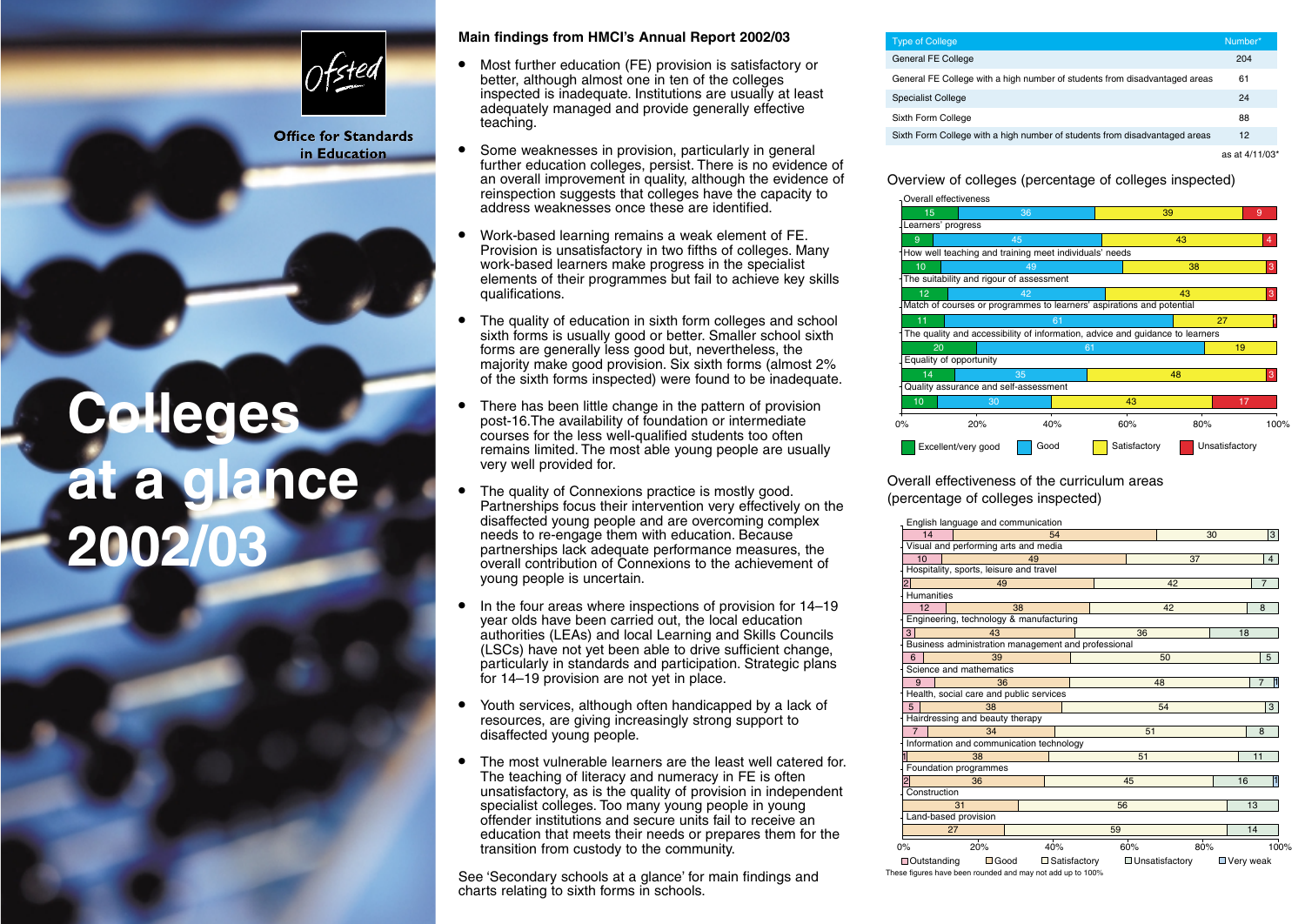Ofsted

Office for Standards in Education

# Colleges at a glance 2002/03

## Main findings from HMCI's Annual Report 2002/03

- Most further education (FE) provision is satisfactory or better, although almost one in ten of the colleges inspected is inadequate. Institutions are usually at least adequately managed and provide generally effective teaching.
- Some weaknesses in provision, particularly in general further education colleges, persist. There is no evidence of an overall improvement in quality, although the evidence of reinspection suggests that colleges have the capacity to address weaknesses once these are identified.
- Work-based learning remains a weak element of FE. Provision is unsatisfactory in two fifths of colleges. Many work-based learners make progress in the specialist elements of their programmes but fail to achieve key skills qualifications.
- The quality of education in sixth form colleges and school sixth forms is usually good or better. Smaller school sixth forms are generally less good but, nevertheless, the majority make good provision. Six sixth forms (almost 2% of the sixth forms inspected) were found to be inadequate.
- There has been little change in the pattern of provision post-16. The availability of foundation or intermediate courses for the less well-qualified students too often remains limited. The most able young people are usually very well provided for.
- The quality of Connexions practice is mostly good. Partnerships focus their intervention very effectively on the disaffected young people and are overcoming complex needs to re-engage them with education. Because partnerships lack adequate performance measures, the overall contribution of Connexions to the achievement of young people is uncertain.
- In the four areas where inspections of provision for 14–19 year olds have been carried out, the local education authorities (LEAs) and local Learning and Skills Councils (LSCs) have not yet been able to drive sufficient change, particularly in standards and participation. Strategic plans for 14–19 provision are not yet in place.
- Youth services, although often handicapped by a lack of resources, are giving increasingly strong support to disaffected young people.
- The most vulnerable learners are the least well catered for. The teaching of literacy and numeracy in FE is often unsatisfactory, as is the quality of provision in independent specialist colleges. Too many young people in young offender institutions and secure units fail to receive an education that meets their needs or prepares them for the transition from custody to the community.

See 'Secondary schools at a glance' for main findings and charts relating to sixth forms in schools.

| Type of College | Number* |
|---|---|
| General FE College | 204 |
| General FE College with a high number of students from disadvantaged areas | 61 |
| Specialist College | 24 |
| Sixth Form College | 88 |
| Sixth Form College with a high number of students from disadvantaged areas | 12 |

as at 4/11/03*

### Overview of colleges (percentage of colleges inspected)

Overall effectiveness: 15, 36, 39, 9
Learners' progress: 9, 45, 43, 4
How well teaching and training meet individuals' needs: 10, 49, 38, 3
The suitability and rigour of assessment: 12, 42, 43, 3
Match of courses or programmes to learners' aspirations and potential: 11, 61, 27, 1
The quality and accessibility of information, advice and guidance to learners: 20, 61, 19
Equality of opportunity: 14, 35, 48, 3
Quality assurance and self-assessment: 10, 30, 43, 17

0% 20% 40% 60% 80% 100%

Excellent/very good · Good · Satisfactory · Unsatisfactory

### Overall effectiveness of the curriculum areas (percentage of colleges inspected)

English language and communication: 14, 54, 30, 3
Visual and performing arts and media: 10, 49, 37, 4
Hospitality, sports, leisure and travel: 2, 49, 42, 7
Humanities: 12, 38, 42, 8
Engineering, technology & manufacturing: 3, 43, 36, 18
Business administration management and professional: 6, 39, 50, 5
Science and mathematics: 9, 36, 48, 7, 1
Health, social care and public services: 5, 38, 54, 3
Hairdressing and beauty therapy: 7, 34, 51, 8
Information and communication technology: 1, 38, 51, 11
Foundation programmes: 2, 36, 45, 16, 1
Construction: 31, 56, 13
Land-based provision: 27, 59, 14

0% 20% 40% 60% 80% 100%

Outstanding · Good · Satisfactory · Unsatisfactory · Very weak

These figures have been rounded and may not add up to 100%